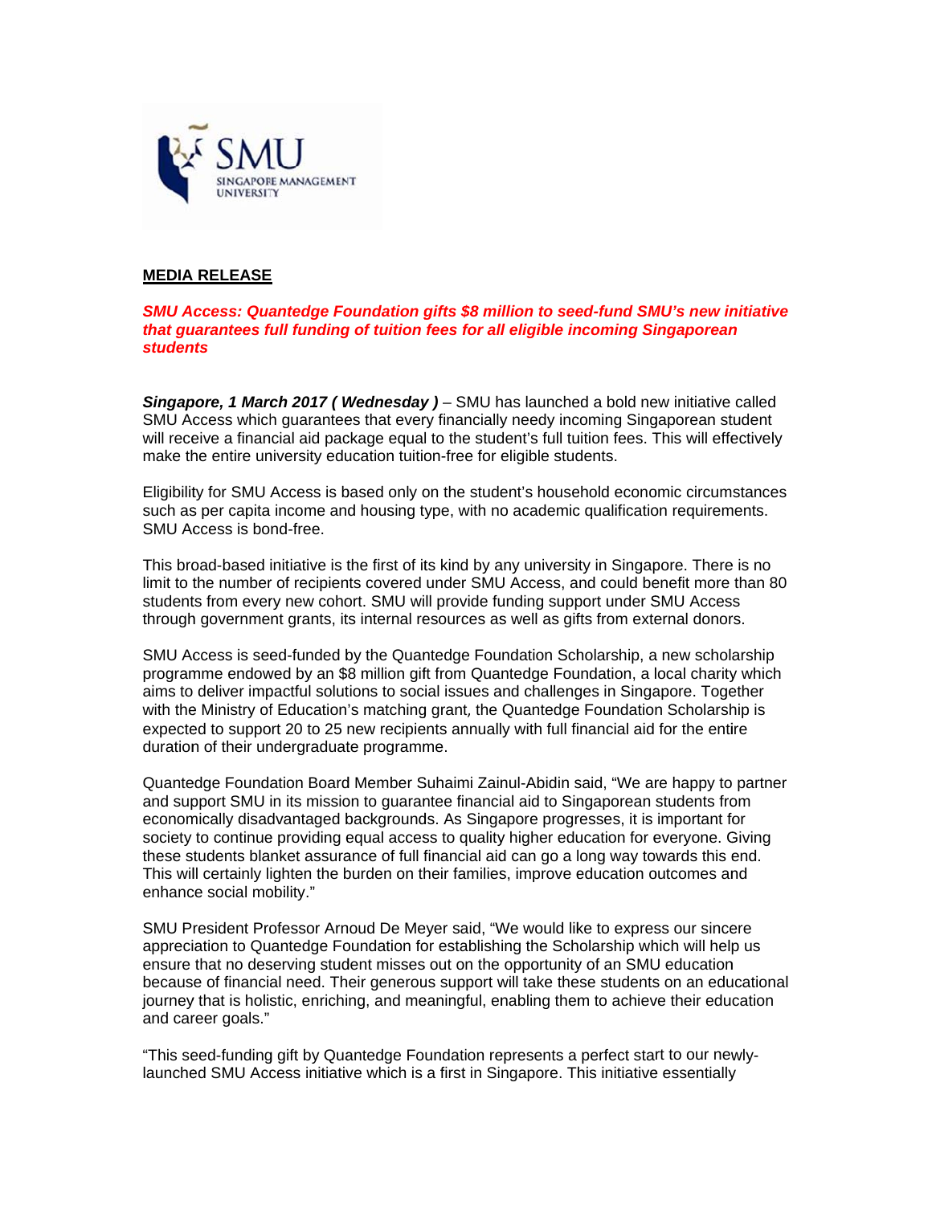**MEDIA RELEASE**

***SMU Access: Quantedge Foundation gifts $8 million to seed-fund SMU's new initiative that guarantees full funding of tuition fees for all eligible incoming Singaporean students***

***Singapore, 1 March 2017 ( Wednesday )*** – SMU has launched a bold new initiative called SMU Access which guarantees that every financially needy incoming Singaporean student will receive a financial aid package equal to the student's full tuition fees. This will effectively make the entire university education tuition-free for eligible students.

Eligibility for SMU Access is based only on the student's household economic circumstances such as per capita income and housing type, with no academic qualification requirements. SMU Access is bond-free.

This broad-based initiative is the first of its kind by any university in Singapore. There is no limit to the number of recipients covered under SMU Access, and could benefit more than 80 students from every new cohort. SMU will provide funding support under SMU Access through government grants, its internal resources as well as gifts from external donors.

SMU Access is seed-funded by the Quantedge Foundation Scholarship, a new scholarship programme endowed by an $8 million gift from Quantedge Foundation, a local charity which aims to deliver impactful solutions to social issues and challenges in Singapore. Together with the Ministry of Education's matching grant, the Quantedge Foundation Scholarship is expected to support 20 to 25 new recipients annually with full financial aid for the entire duration of their undergraduate programme.

Quantedge Foundation Board Member Suhaimi Zainul-Abidin said, "We are happy to partner and support SMU in its mission to guarantee financial aid to Singaporean students from economically disadvantaged backgrounds. As Singapore progresses, it is important for society to continue providing equal access to quality higher education for everyone. Giving these students blanket assurance of full financial aid can go a long way towards this end. This will certainly lighten the burden on their families, improve education outcomes and enhance social mobility."

SMU President Professor Arnoud De Meyer said, "We would like to express our sincere appreciation to Quantedge Foundation for establishing the Scholarship which will help us ensure that no deserving student misses out on the opportunity of an SMU education because of financial need. Their generous support will take these students on an educational journey that is holistic, enriching, and meaningful, enabling them to achieve their education and career goals."

"This seed-funding gift by Quantedge Foundation represents a perfect start to our newly-launched SMU Access initiative which is a first in Singapore. This initiative essentially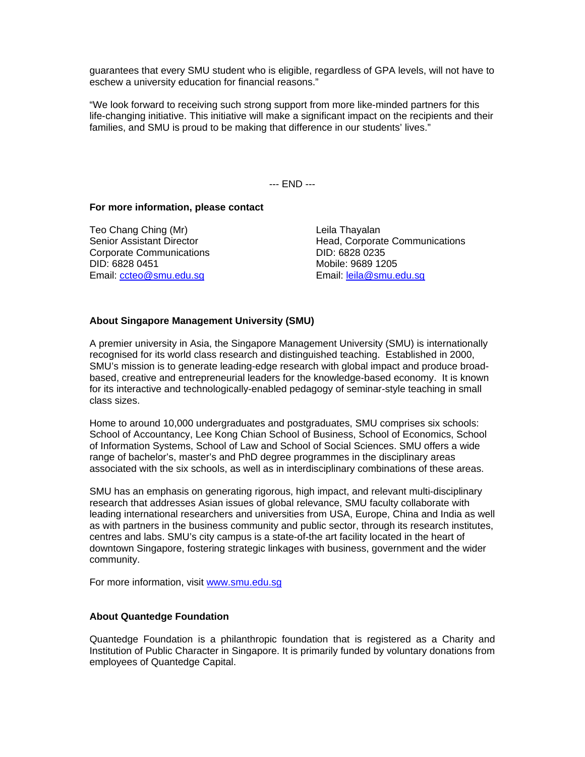guarantees that every SMU student who is eligible, regardless of GPA levels, will not have to eschew a university education for financial reasons."

"We look forward to receiving such strong support from more like-minded partners for this life-changing initiative. This initiative will make a significant impact on the recipients and their families, and SMU is proud to be making that difference in our students' lives."

--- END ---

**For more information, please contact**

Teo Chang Ching (Mr)  
Senior Assistant Director  
Corporate Communications  
DID: 6828 0451  
Email: ccteo@smu.edu.sg

Leila Thayalan  
Head, Corporate Communications  
DID: 6828 0235  
Mobile: 9689 1205  
Email: leila@smu.edu.sg

**About Singapore Management University (SMU)**

A premier university in Asia, the Singapore Management University (SMU) is internationally recognised for its world class research and distinguished teaching. Established in 2000, SMU's mission is to generate leading-edge research with global impact and produce broad-based, creative and entrepreneurial leaders for the knowledge-based economy. It is known for its interactive and technologically-enabled pedagogy of seminar-style teaching in small class sizes.

Home to around 10,000 undergraduates and postgraduates, SMU comprises six schools: School of Accountancy, Lee Kong Chian School of Business, School of Economics, School of Information Systems, School of Law and School of Social Sciences. SMU offers a wide range of bachelor's, master's and PhD degree programmes in the disciplinary areas associated with the six schools, as well as in interdisciplinary combinations of these areas.

SMU has an emphasis on generating rigorous, high impact, and relevant multi-disciplinary research that addresses Asian issues of global relevance, SMU faculty collaborate with leading international researchers and universities from USA, Europe, China and India as well as with partners in the business community and public sector, through its research institutes, centres and labs. SMU's city campus is a state-of-the art facility located in the heart of downtown Singapore, fostering strategic linkages with business, government and the wider community.

For more information, visit www.smu.edu.sg

**About Quantedge Foundation**

Quantedge Foundation is a philanthropic foundation that is registered as a Charity and Institution of Public Character in Singapore. It is primarily funded by voluntary donations from employees of Quantedge Capital.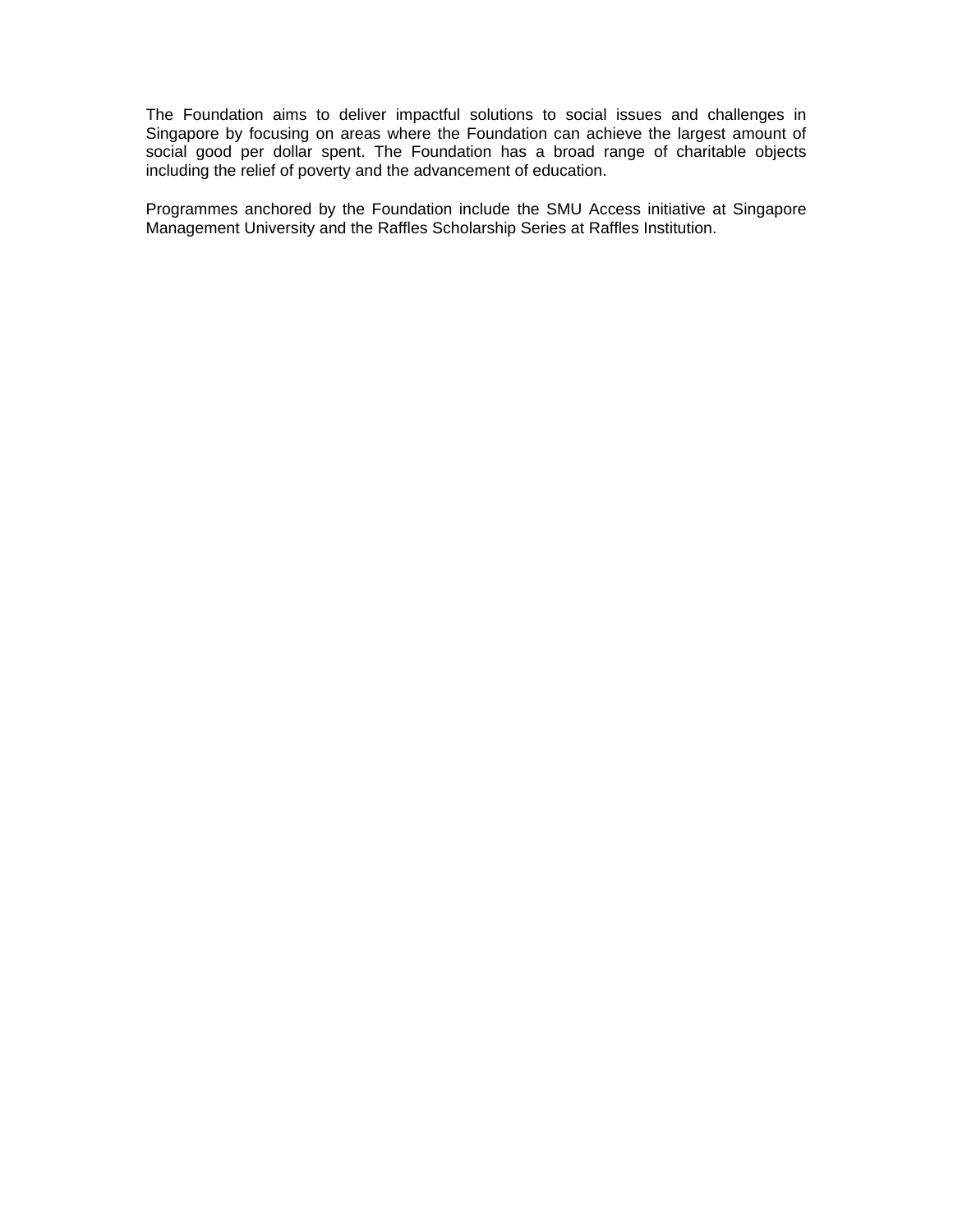The Foundation aims to deliver impactful solutions to social issues and challenges in Singapore by focusing on areas where the Foundation can achieve the largest amount of social good per dollar spent. The Foundation has a broad range of charitable objects including the relief of poverty and the advancement of education.

Programmes anchored by the Foundation include the SMU Access initiative at Singapore Management University and the Raffles Scholarship Series at Raffles Institution.